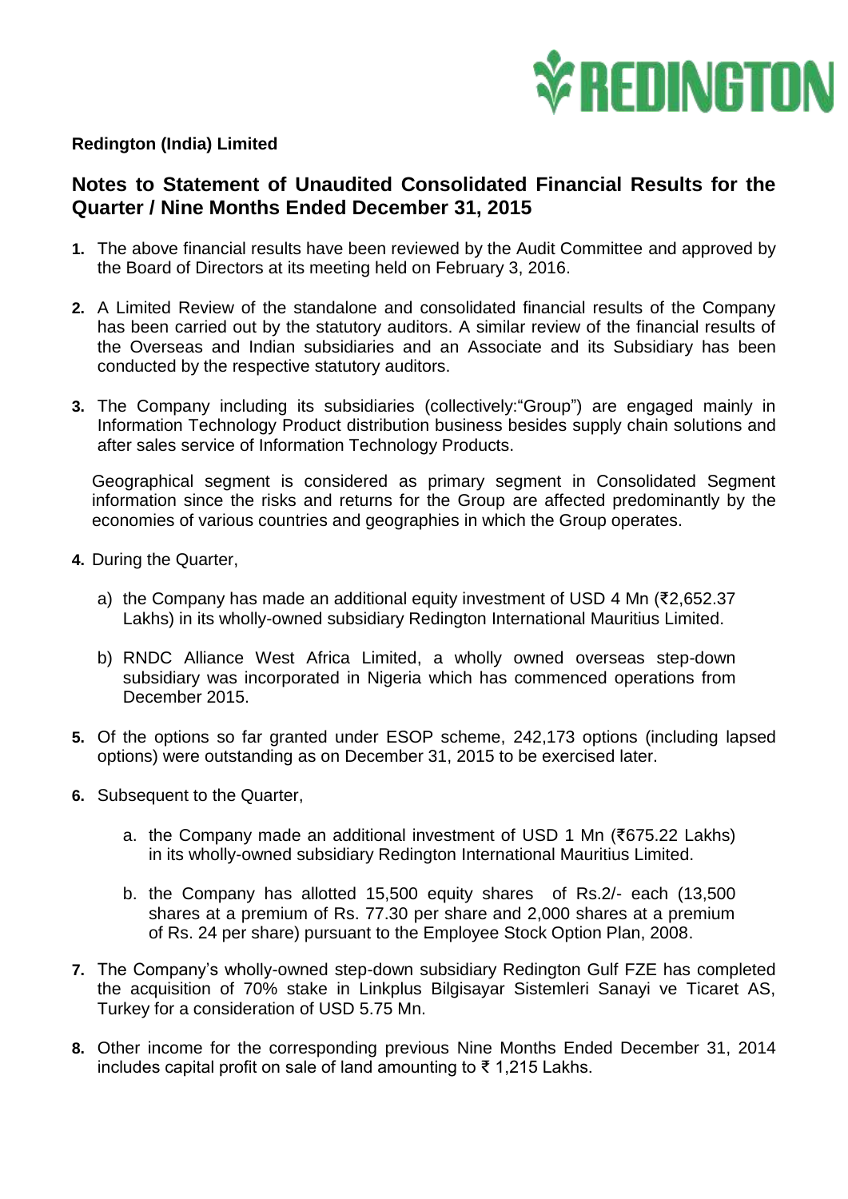**Redington (India) Limited**

## Notes to Statement of Unaudited Consolidated Financial Results for the Quarter / Nine Months Ended December 31, 2015

1. The above financial results have been reviewed by the Audit Committee and approved by the Board of Directors at its meeting held on February 3, 2016.

2. A Limited Review of the standalone and consolidated financial results of the Company has been carried out by the statutory auditors. A similar review of the financial results of the Overseas and Indian subsidiaries and an Associate and its Subsidiary has been conducted by the respective statutory auditors.

3. The Company including its subsidiaries (collectively:"Group") are engaged mainly in Information Technology Product distribution business besides supply chain solutions and after sales service of Information Technology Products.

   Geographical segment is considered as primary segment in Consolidated Segment information since the risks and returns for the Group are affected predominantly by the economies of various countries and geographies in which the Group operates.

4. During the Quarter,

   a) the Company has made an additional equity investment of USD 4 Mn (₹2,652.37 Lakhs) in its wholly-owned subsidiary Redington International Mauritius Limited.

   b) RNDC Alliance West Africa Limited, a wholly owned overseas step-down subsidiary was incorporated in Nigeria which has commenced operations from December 2015.

5. Of the options so far granted under ESOP scheme, 242,173 options (including lapsed options) were outstanding as on December 31, 2015 to be exercised later.

6. Subsequent to the Quarter,

   a. the Company made an additional investment of USD 1 Mn (₹675.22 Lakhs) in its wholly-owned subsidiary Redington International Mauritius Limited.

   b. the Company has allotted 15,500 equity shares of Rs.2/- each (13,500 shares at a premium of Rs. 77.30 per share and 2,000 shares at a premium of Rs. 24 per share) pursuant to the Employee Stock Option Plan, 2008.

7. The Company's wholly-owned step-down subsidiary Redington Gulf FZE has completed the acquisition of 70% stake in Linkplus Bilgisayar Sistemleri Sanayi ve Ticaret AS, Turkey for a consideration of USD 5.75 Mn.

8. Other income for the corresponding previous Nine Months Ended December 31, 2014 includes capital profit on sale of land amounting to ₹ 1,215 Lakhs.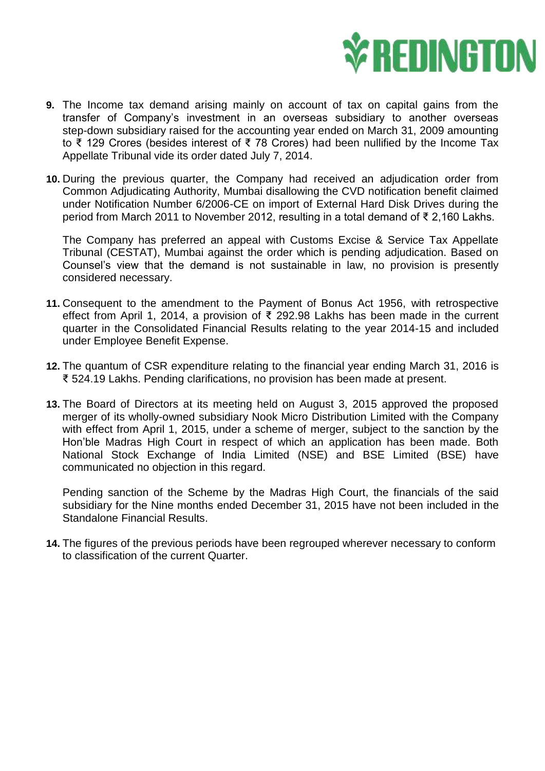9. The Income tax demand arising mainly on account of tax on capital gains from the transfer of Company's investment in an overseas subsidiary to another overseas step-down subsidiary raised for the accounting year ended on March 31, 2009 amounting to ₹ 129 Crores (besides interest of ₹ 78 Crores) had been nullified by the Income Tax Appellate Tribunal vide its order dated July 7, 2014.

10. During the previous quarter, the Company had received an adjudication order from Common Adjudicating Authority, Mumbai disallowing the CVD notification benefit claimed under Notification Number 6/2006-CE on import of External Hard Disk Drives during the period from March 2011 to November 2012, resulting in a total demand of ₹ 2,160 Lakhs.

    The Company has preferred an appeal with Customs Excise & Service Tax Appellate Tribunal (CESTAT), Mumbai against the order which is pending adjudication. Based on Counsel's view that the demand is not sustainable in law, no provision is presently considered necessary.

11. Consequent to the amendment to the Payment of Bonus Act 1956, with retrospective effect from April 1, 2014, a provision of ₹ 292.98 Lakhs has been made in the current quarter in the Consolidated Financial Results relating to the year 2014-15 and included under Employee Benefit Expense.

12. The quantum of CSR expenditure relating to the financial year ending March 31, 2016 is ₹ 524.19 Lakhs. Pending clarifications, no provision has been made at present.

13. The Board of Directors at its meeting held on August 3, 2015 approved the proposed merger of its wholly-owned subsidiary Nook Micro Distribution Limited with the Company with effect from April 1, 2015, under a scheme of merger, subject to the sanction by the Hon'ble Madras High Court in respect of which an application has been made. Both National Stock Exchange of India Limited (NSE) and BSE Limited (BSE) have communicated no objection in this regard.

    Pending sanction of the Scheme by the Madras High Court, the financials of the said subsidiary for the Nine months ended December 31, 2015 have not been included in the Standalone Financial Results.

14. The figures of the previous periods have been regrouped wherever necessary to conform to classification of the current Quarter.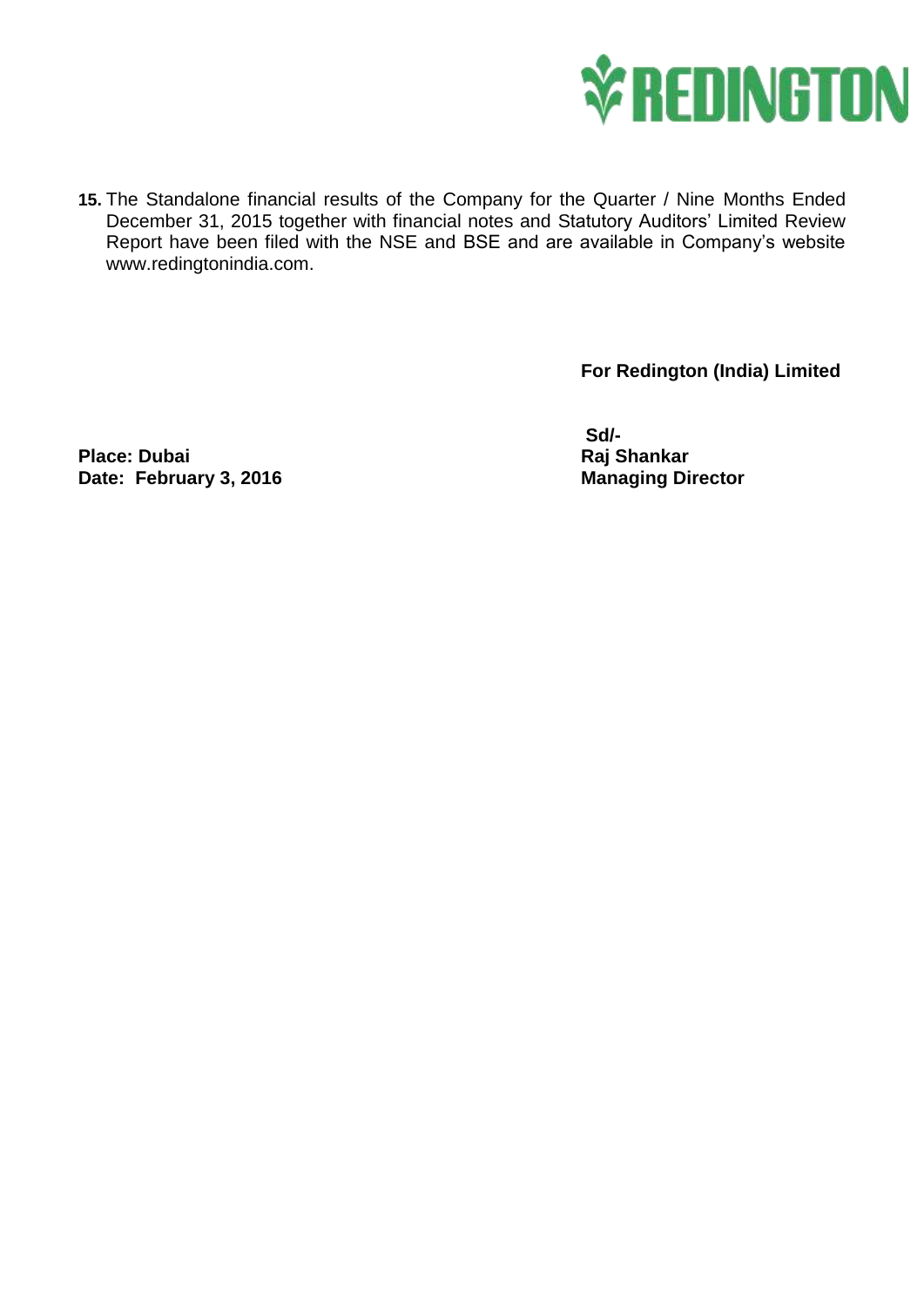15. The Standalone financial results of the Company for the Quarter / Nine Months Ended December 31, 2015 together with financial notes and Statutory Auditors' Limited Review Report have been filed with the NSE and BSE and are available in Company's website www.redingtonindia.com.

**For Redington (India) Limited**

**Sd/-**
**Raj Shankar**
**Managing Director**

**Place: Dubai**
**Date: February 3, 2016**